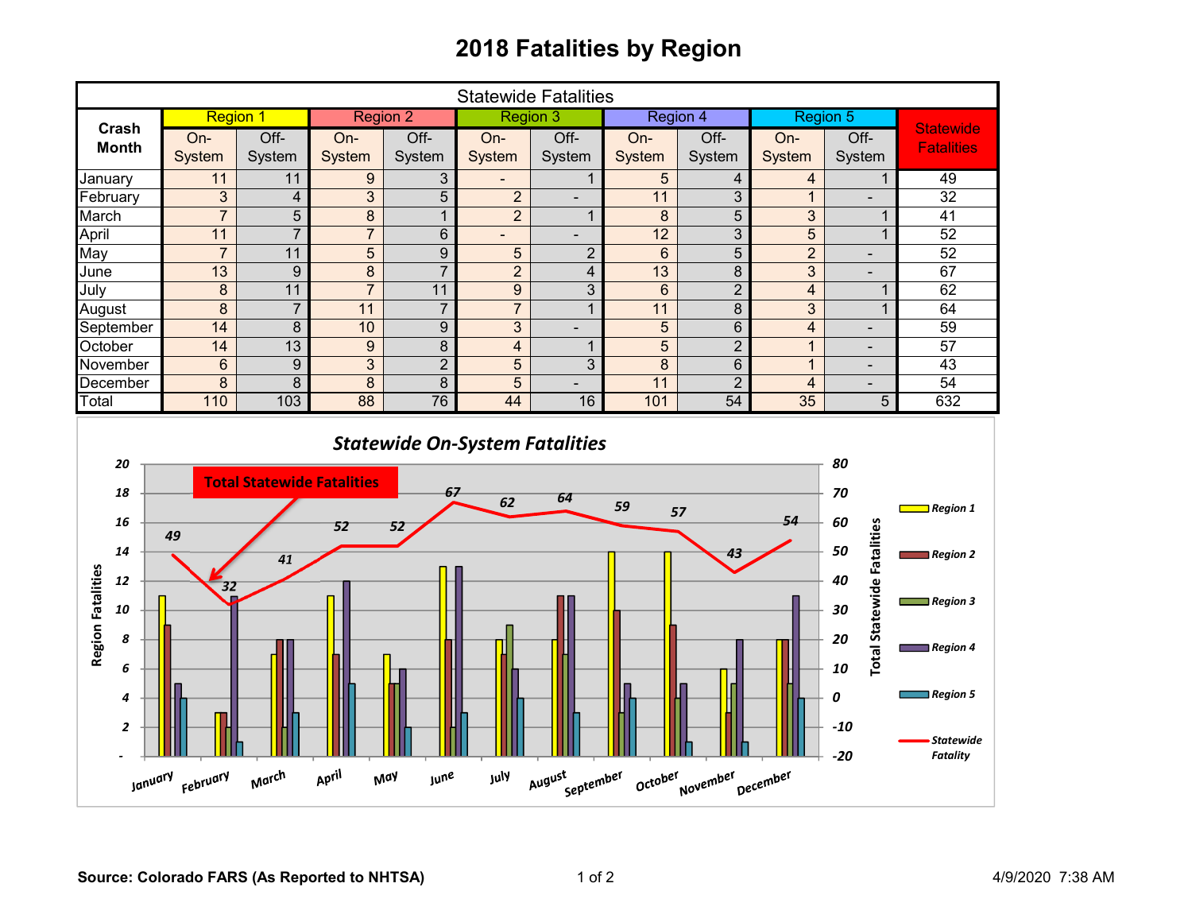# 2018 Fatalities by Region

| Crash Month | Region 1 | | Region 2 | | Region 3 | | Region 4 | | Region 5 | | Statewide Fatalities |
|---|---|---|---|---|---|---|---|---|---|---|---|
| | On-System | Off-System | On-System | Off-System | On-System | Off-System | On-System | Off-System | On-System | Off-System | |
| January | 11 | 11 | 9 | 3 | - | 1 | 5 | 4 | 4 | 1 | 49 |
| February | 3 | 4 | 3 | 5 | 2 | - | 11 | 3 | 1 | - | 32 |
| March | 7 | 5 | 8 | 1 | 2 | 1 | 8 | 5 | 3 | 1 | 41 |
| April | 11 | 7 | 7 | 6 | - | - | 12 | 3 | 5 | 1 | 52 |
| May | 7 | 11 | 5 | 9 | 5 | 2 | 6 | 5 | 2 | - | 52 |
| June | 13 | 9 | 8 | 7 | 2 | 4 | 13 | 8 | 3 | - | 67 |
| July | 8 | 11 | 7 | 11 | 9 | 3 | 6 | 2 | 4 | 1 | 62 |
| August | 8 | 7 | 11 | 7 | 7 | 1 | 11 | 8 | 3 | 1 | 64 |
| September | 14 | 8 | 10 | 9 | 3 | - | 5 | 6 | 4 | - | 59 |
| October | 14 | 13 | 9 | 8 | 4 | 1 | 5 | 2 | 1 | - | 57 |
| November | 6 | 9 | 3 | 2 | 5 | 3 | 8 | 6 | 1 | - | 43 |
| December | 8 | 8 | 8 | 8 | 5 | - | 11 | 2 | 4 | - | 54 |
| Total | 110 | 103 | 88 | 76 | 44 | 16 | 101 | 54 | 35 | 5 | 632 |

Source: Colorado FARS (As Reported to NHTSA)

4/9/2020 7:38 AM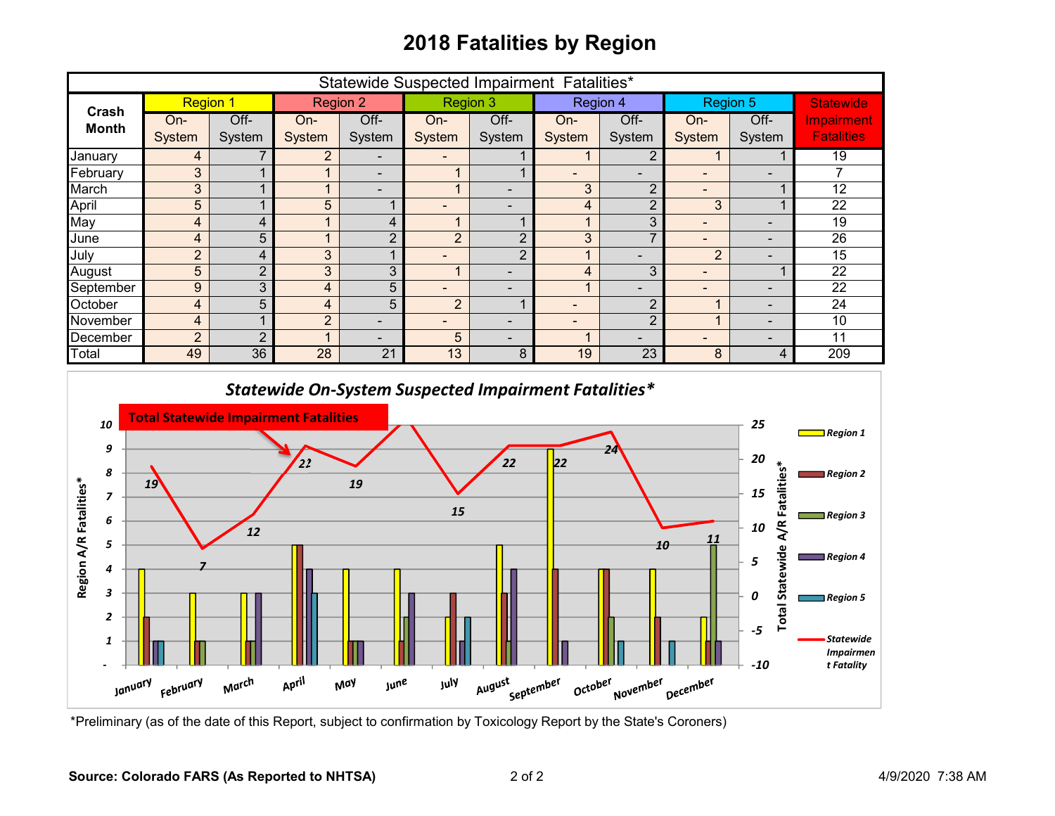# 2018 Fatalities by Region

| Statewide Suspected Impairment Fatalities* | | | | | | | | | | | |
|---|---|---|---|---|---|---|---|---|---|---|---|
| Crash Month | Region 1 | | Region 2 | | Region 3 | | Region 4 | | Region 5 | | Statewide Impairment Fatalities |
| | On-System | Off-System | On-System | Off-System | On-System | Off-System | On-System | Off-System | On-System | Off-System | |
| January | 4 | 7 | 2 | - | - | 1 | 1 | 2 | 1 | 1 | 19 |
| February | 3 | 1 | 1 | - | 1 | 1 | - | - | - | - | 7 |
| March | 3 | 1 | 1 | - | 1 | - | 3 | 2 | - | 1 | 12 |
| April | 5 | 1 | 5 | 1 | - | - | 4 | 2 | 3 | 1 | 22 |
| May | 4 | 4 | 1 | 4 | 1 | 1 | 1 | 3 | - | - | 19 |
| June | 4 | 5 | 1 | 2 | 2 | 2 | 3 | 7 | - | - | 26 |
| July | 2 | 4 | 3 | 1 | - | 2 | 1 | - | 2 | - | 15 |
| August | 5 | 2 | 3 | 3 | 1 | - | 4 | 3 | - | 1 | 22 |
| September | 9 | 3 | 4 | 5 | - | - | 1 | - | - | - | 22 |
| October | 4 | 5 | 4 | 5 | 2 | 1 | - | 2 | 1 | - | 24 |
| November | 4 | 1 | 2 | - | - | - | - | 2 | 1 | - | 10 |
| December | 2 | 2 | 1 | - | 5 | - | 1 | - | - | - | 11 |
| Total | 49 | 36 | 28 | 21 | 13 | 8 | 19 | 23 | 8 | 4 | 209 |

***Statewide On-System Suspected Impairment Fatalities****

Total Statewide Impairment Fatalities

Region A/R Fatalities*

Total Statewide A/R Fatalities*

10, 9, 8, 7, 6, 5, 4, 3, 2, 1, -

25, 20, 15, 10, 5, 0, -5, -10

19, 7, 12, 22, 19, 15, 22, 22, 24, 10, 11

January, February, March, April, May, June, July, August, September, October, November, December

Region 1, Region 2, Region 3, Region 4, Region 5, Statewide Impairment Fatality

*Preliminary (as of the date of this Report, subject to confirmation by Toxicology Report by the State's Coroners)

**Source: Colorado FARS (As Reported to NHTSA)**

4/9/2020 7:38 AM